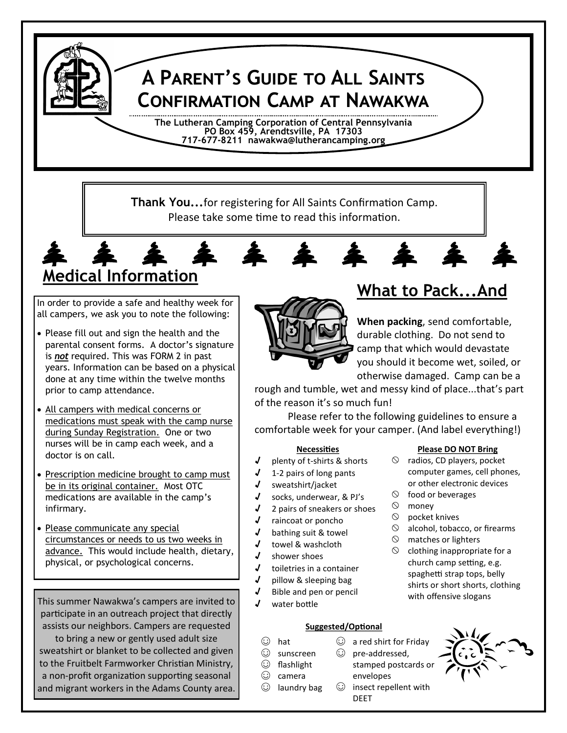# A Parent's Guide to All Saints Confirmation Camp at Nawakwa

**The Lutheran Camping Corporation of Central Pennsylvania**
**PO Box 459, Arendtsville, PA 17303**
**717-677-8211 nawakwa@lutherancamping.org**

**Thank You...**for registering for All Saints Confirmation Camp.
Please take some time to read this information.

## Medical Information

In order to provide a safe and healthy week for all campers, we ask you to note the following:

- Please fill out and sign the health and the parental consent forms. A doctor's signature is ***not*** required. This was FORM 2 in past years. Information can be based on a physical done at any time within the twelve months prior to camp attendance.
- All campers with medical concerns or medications must speak with the camp nurse during Sunday Registration. One or two nurses will be in camp each week, and a doctor is on call.
- Prescription medicine brought to camp must be in its original container. Most OTC medications are available in the camp's infirmary.
- Please communicate any special circumstances or needs to us two weeks in advance. This would include health, dietary, physical, or psychological concerns.

This summer Nawakwa's campers are invited to participate in an outreach project that directly assists our neighbors. Campers are requested to bring a new or gently used adult size sweatshirt or blanket to be collected and given to the Fruitbelt Farmworker Christian Ministry, a non-profit organization supporting seasonal and migrant workers in the Adams County area.

## What to Pack...And

**When packing**, send comfortable, durable clothing. Do not send to camp that which would devastate you should it become wet, soiled, or otherwise damaged. Camp can be a rough and tumble, wet and messy kind of place...that's part of the reason it's so much fun!

Please refer to the following guidelines to ensure a comfortable week for your camper. (And label everything!)

**Necessities**

- plenty of t-shirts & shorts
- 1-2 pairs of long pants
- sweatshirt/jacket
- socks, underwear, & PJ's
- 2 pairs of sneakers or shoes
- raincoat or poncho
- bathing suit & towel
- towel & washcloth
- shower shoes
- toiletries in a container
- pillow & sleeping bag
- Bible and pen or pencil
- water bottle

**Please DO NOT Bring**

- radios, CD players, pocket computer games, cell phones, or other electronic devices
- food or beverages
- money
- pocket knives
- alcohol, tobacco, or firearms
- matches or lighters
- clothing inappropriate for a church camp setting, e.g. spaghetti strap tops, belly shirts or short shorts, clothing with offensive slogans

**Suggested/Optional**

- hat
- sunscreen
- flashlight
- camera
- laundry bag
- a red shirt for Friday
- pre-addressed, stamped postcards or envelopes
- insect repellent with DEET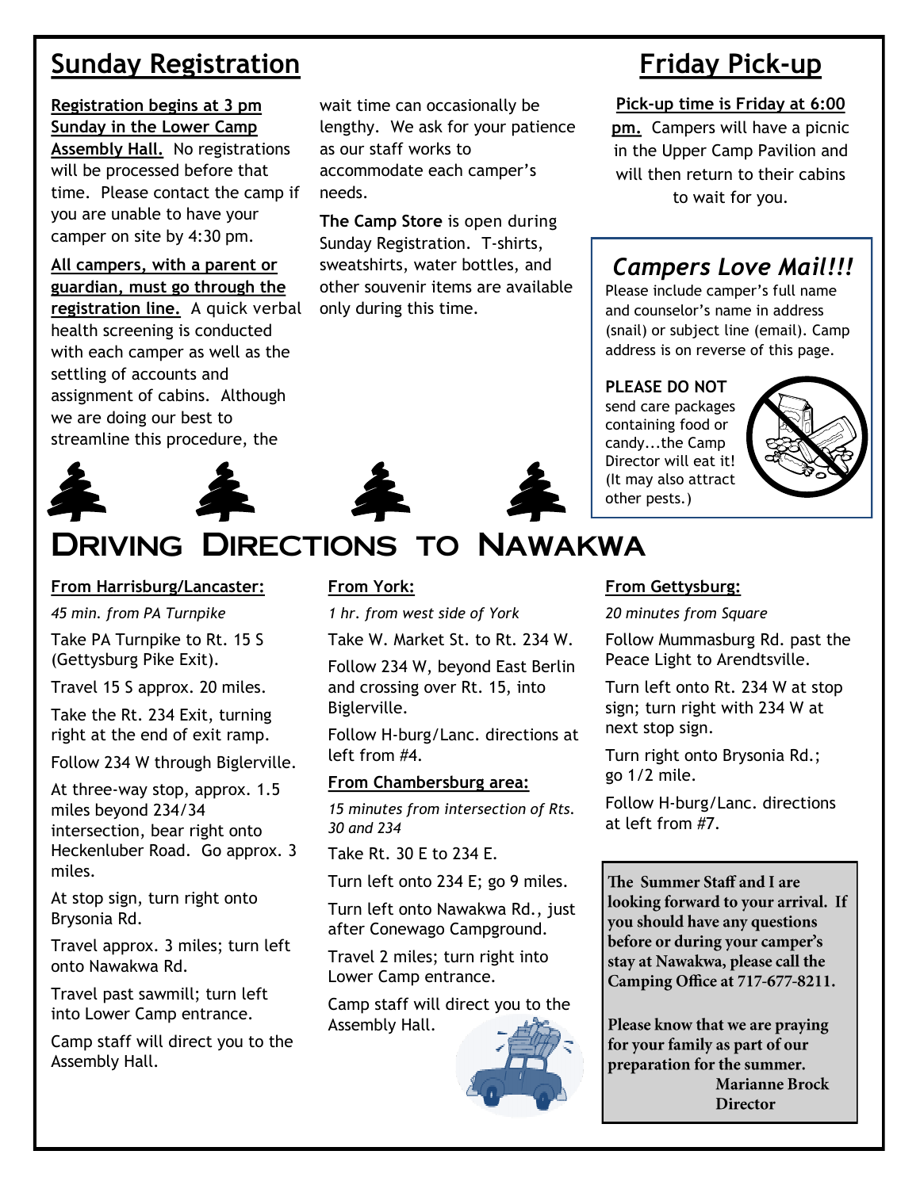## Sunday Registration

**Registration begins at 3 pm Sunday in the Lower Camp Assembly Hall.** No registrations will be processed before that time. Please contact the camp if you are unable to have your camper on site by 4:30 pm.

**All campers, with a parent or guardian, must go through the registration line.** A quick verbal health screening is conducted with each camper as well as the settling of accounts and assignment of cabins. Although we are doing our best to streamline this procedure, the wait time can occasionally be lengthy. We ask for your patience as our staff works to accommodate each camper's needs.

**The Camp Store** is open during Sunday Registration. T-shirts, sweatshirts, water bottles, and other souvenir items are available only during this time.

## Friday Pick-up

**Pick-up time is Friday at 6:00 pm.** Campers will have a picnic in the Upper Camp Pavilion and will then return to their cabins to wait for you.

### *Campers Love Mail!!!*

Please include camper's full name and counselor's name in address (snail) or subject line (email). Camp address is on reverse of this page.

**PLEASE DO NOT** send care packages containing food or candy...the Camp Director will eat it! (It may also attract other pests.)

## Driving Directions to Nawakwa

**From Harrisburg/Lancaster:**

*45 min. from PA Turnpike*

Take PA Turnpike to Rt. 15 S (Gettysburg Pike Exit).

Travel 15 S approx. 20 miles.

Take the Rt. 234 Exit, turning right at the end of exit ramp.

Follow 234 W through Biglerville.

At three-way stop, approx. 1.5 miles beyond 234/34 intersection, bear right onto Heckenluber Road. Go approx. 3 miles.

At stop sign, turn right onto Brysonia Rd.

Travel approx. 3 miles; turn left onto Nawakwa Rd.

Travel past sawmill; turn left into Lower Camp entrance.

Camp staff will direct you to the Assembly Hall.

**From York:**

*1 hr. from west side of York*

Take W. Market St. to Rt. 234 W.

Follow 234 W, beyond East Berlin and crossing over Rt. 15, into Biglerville.

Follow H-burg/Lanc. directions at left from #4.

**From Chambersburg area:**

*15 minutes from intersection of Rts. 30 and 234*

Take Rt. 30 E to 234 E.

Turn left onto 234 E; go 9 miles.

Turn left onto Nawakwa Rd., just after Conewago Campground.

Travel 2 miles; turn right into Lower Camp entrance.

Camp staff will direct you to the Assembly Hall.

**From Gettysburg:**

*20 minutes from Square*

Follow Mummasburg Rd. past the Peace Light to Arendtsville.

Turn left onto Rt. 234 W at stop sign; turn right with 234 W at next stop sign.

Turn right onto Brysonia Rd.; go 1/2 mile.

Follow H-burg/Lanc. directions at left from #7.

**The Summer Staff and I are looking forward to your arrival. If you should have any questions before or during your camper's stay at Nawakwa, please call the Camping Office at 717-677-8211.**

**Please know that we are praying for your family as part of our preparation for the summer.**

**Marianne Brock**
**Director**